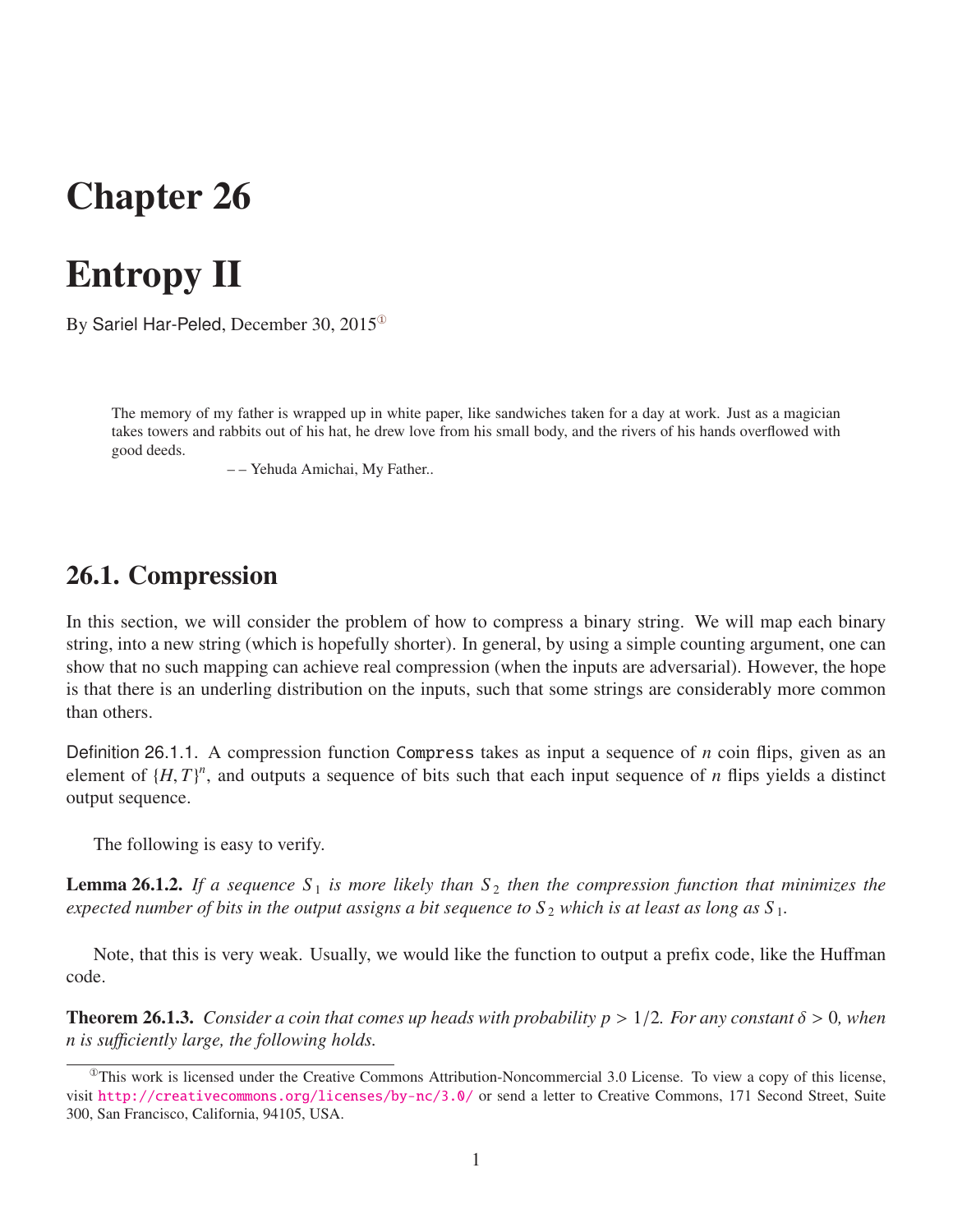# Chapter 26

# Entropy II

By Sariel Har-Peled, December 30, 2015[1]

> The memory of my father is wrapped up in white paper, like sandwiches taken for a day at work. Just as a magician takes towers and rabbits out of his hat, he drew love from his small body, and the rivers of his hands overflowed with good deeds.
>
> – – Yehuda Amichai, My Father..

## 26.1. Compression

In this section, we will consider the problem of how to compress a binary string. We will map each binary string, into a new string (which is hopefully shorter). In general, by using a simple counting argument, one can show that no such mapping can achieve real compression (when the inputs are adversarial). However, the hope is that there is an underling distribution on the inputs, such that some strings are considerably more common than others.

Definition 26.1.1. A compression function `Compress` takes as input a sequence of $n$ coin flips, given as an element of $\{H, T\}^n$, and outputs a sequence of bits such that each input sequence of $n$ flips yields a distinct output sequence.

The following is easy to verify.

**Lemma 26.1.2.** *If a sequence $S_1$ is more likely than $S_2$ then the compression function that minimizes the expected number of bits in the output assigns a bit sequence to $S_2$ which is at least as long as $S_1$.*

Note, that this is very weak. Usually, we would like the function to output a prefix code, like the Huffman code.

**Theorem 26.1.3.** *Consider a coin that comes up heads with probability $p > 1/2$. For any constant $\delta > 0$, when $n$ is sufficiently large, the following holds.*

[1] This work is licensed under the Creative Commons Attribution-Noncommercial 3.0 License. To view a copy of this license, visit http://creativecommons.org/licenses/by-nc/3.0/ or send a letter to Creative Commons, 171 Second Street, Suite 300, San Francisco, California, 94105, USA.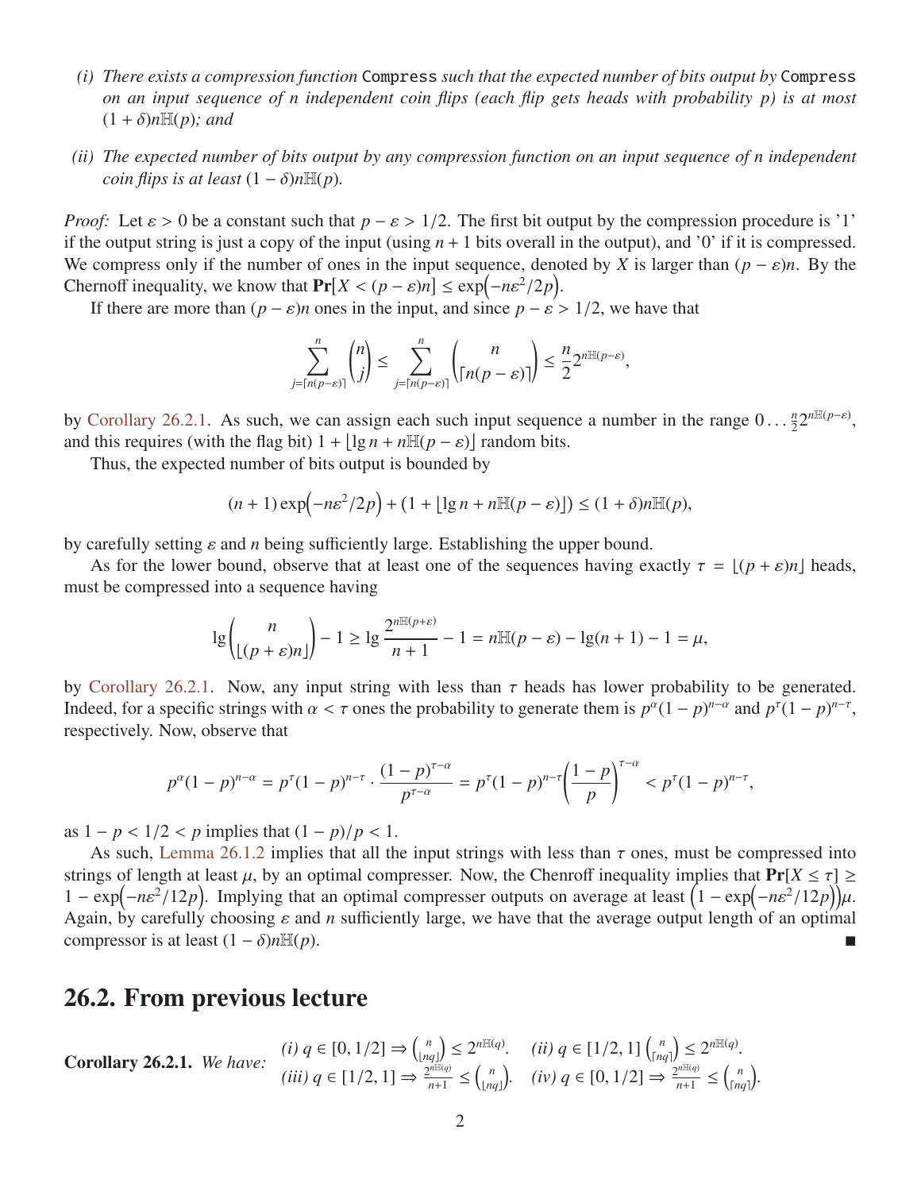(i) *There exists a compression function* Compress *such that the expected number of bits output by* Compress *on an input sequence of $n$ independent coin flips (each flip gets heads with probability $p$) is at most $(1+\delta)n\mathbb{H}(p)$; and*

(ii) *The expected number of bits output by any compression function on an input sequence of $n$ independent coin flips is at least $(1-\delta)n\mathbb{H}(p)$.*

*Proof:* Let $\varepsilon > 0$ be a constant such that $p - \varepsilon > 1/2$. The first bit output by the compression procedure is '1' if the output string is just a copy of the input (using $n+1$ bits overall in the output), and '0' if it is compressed. We compress only if the number of ones in the input sequence, denoted by $X$ is larger than $(p-\varepsilon)n$. By the Chernoff inequality, we know that $\mathbf{Pr}\left[X < (p-\varepsilon)n\right] \leq \exp\left(-n\varepsilon^2/2p\right)$.

If there are more than $(p-\varepsilon)n$ ones in the input, and since $p - \varepsilon > 1/2$, we have that

$$\sum_{j=\lceil n(p-\varepsilon)\rceil}^{n} \binom{n}{j} \leq \sum_{j=\lceil n(p-\varepsilon)\rceil}^{n} \binom{n}{\lceil n(p-\varepsilon)\rceil} \leq \frac{n}{2} 2^{n\mathbb{H}(p-\varepsilon)},$$

by Corollary 26.2.1. As such, we can assign each such input sequence a number in the range $0 \ldots \frac{n}{2} 2^{n\mathbb{H}(p-\varepsilon)}$, and this requires (with the flag bit) $1 + \lfloor \lg n + n\mathbb{H}(p-\varepsilon) \rfloor$ random bits.

Thus, the expected number of bits output is bounded by

$$(n+1)\exp\left(-n\varepsilon^2/2p\right) + \left(1 + \lfloor \lg n + n\mathbb{H}(p-\varepsilon) \rfloor\right) \leq (1+\delta)n\mathbb{H}(p),$$

by carefully setting $\varepsilon$ and $n$ being sufficiently large. Establishing the upper bound.

As for the lower bound, observe that at least one of the sequences having exactly $\tau = \lfloor (p+\varepsilon)n \rfloor$ heads, must be compressed into a sequence having

$$\lg \binom{n}{\lfloor (p+\varepsilon)n \rfloor} - 1 \geq \lg \frac{2^{n\mathbb{H}(p+\varepsilon)}}{n+1} - 1 = n\mathbb{H}(p-\varepsilon) - \lg(n+1) - 1 = \mu,$$

by Corollary 26.2.1. Now, any input string with less than $\tau$ heads has lower probability to be generated. Indeed, for a specific strings with $\alpha < \tau$ ones the probability to generate them is $p^\alpha(1-p)^{n-\alpha}$ and $p^\tau(1-p)^{n-\tau}$, respectively. Now, observe that

$$p^\alpha(1-p)^{n-\alpha} = p^\tau(1-p)^{n-\tau} \cdot \frac{(1-p)^{\tau-\alpha}}{p^{\tau-\alpha}} = p^\tau(1-p)^{n-\tau}\left(\frac{1-p}{p}\right)^{\tau-\alpha} < p^\tau(1-p)^{n-\tau},$$

as $1 - p < 1/2 < p$ implies that $(1-p)/p < 1$.

As such, Lemma 26.1.2 implies that all the input strings with less than $\tau$ ones, must be compressed into strings of length at least $\mu$, by an optimal compresser. Now, the Chenroff inequality implies that $\mathbf{Pr}[X \leq \tau] \geq 1 - \exp\left(-n\varepsilon^2/12p\right)$. Implying that an optimal compresser outputs on average at least $\left(1 - \exp\left(-n\varepsilon^2/12p\right)\right)\mu$. Again, by carefully choosing $\varepsilon$ and $n$ sufficiently large, we have that the average output length of an optimal compressor is at least $(1-\delta)n\mathbb{H}(p)$. ∎

## 26.2. From previous lecture

**Corollary 26.2.1.** *We have:* (i) $q \in [0, 1/2] \Rightarrow \binom{n}{\lfloor nq \rfloor} \leq 2^{n\mathbb{H}(q)}$. (ii) $q \in [1/2, 1]$ $\binom{n}{\lceil nq \rceil} \leq 2^{n\mathbb{H}(q)}$.
(iii) $q \in [1/2, 1] \Rightarrow \frac{2^{n\mathbb{H}(q)}}{n+1} \leq \binom{n}{\lfloor nq \rfloor}$. (iv) $q \in [0, 1/2] \Rightarrow \frac{2^{n\mathbb{H}(q)}}{n+1} \leq \binom{n}{\lceil nq \rceil}$.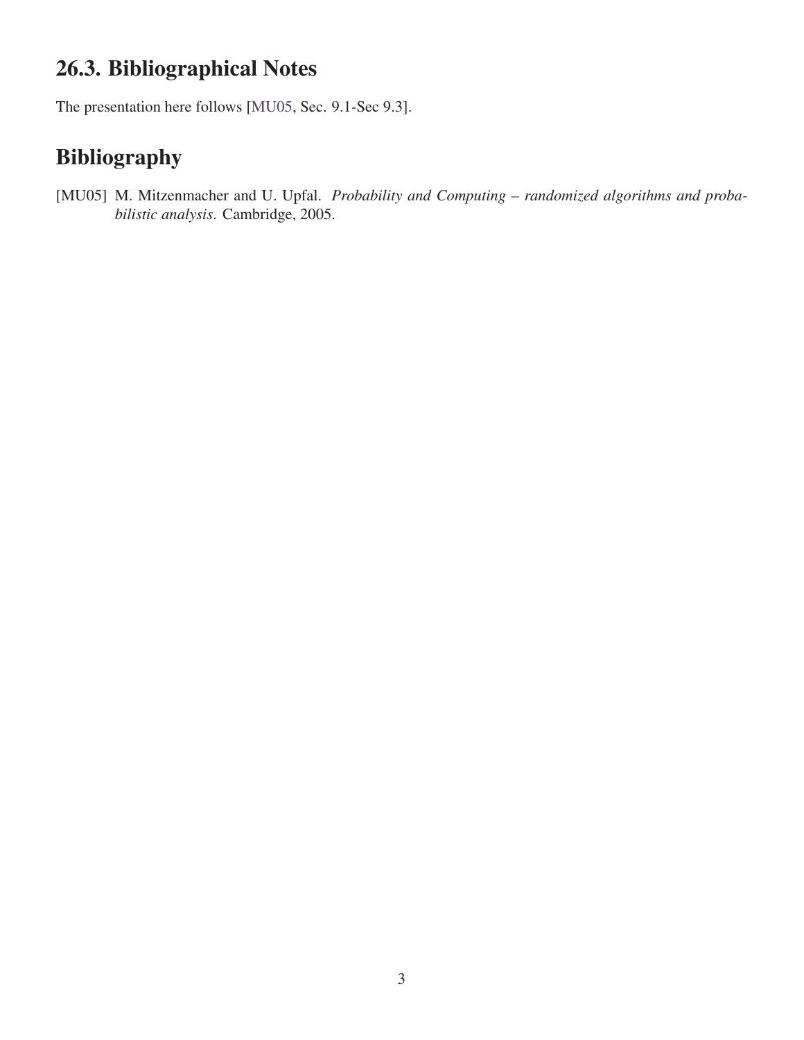## 26.3. Bibliographical Notes

The presentation here follows [MU05, Sec. 9.1-Sec 9.3].

## Bibliography

[MU05] M. Mitzenmacher and U. Upfal. *Probability and Computing – randomized algorithms and probabilistic analysis*. Cambridge, 2005.